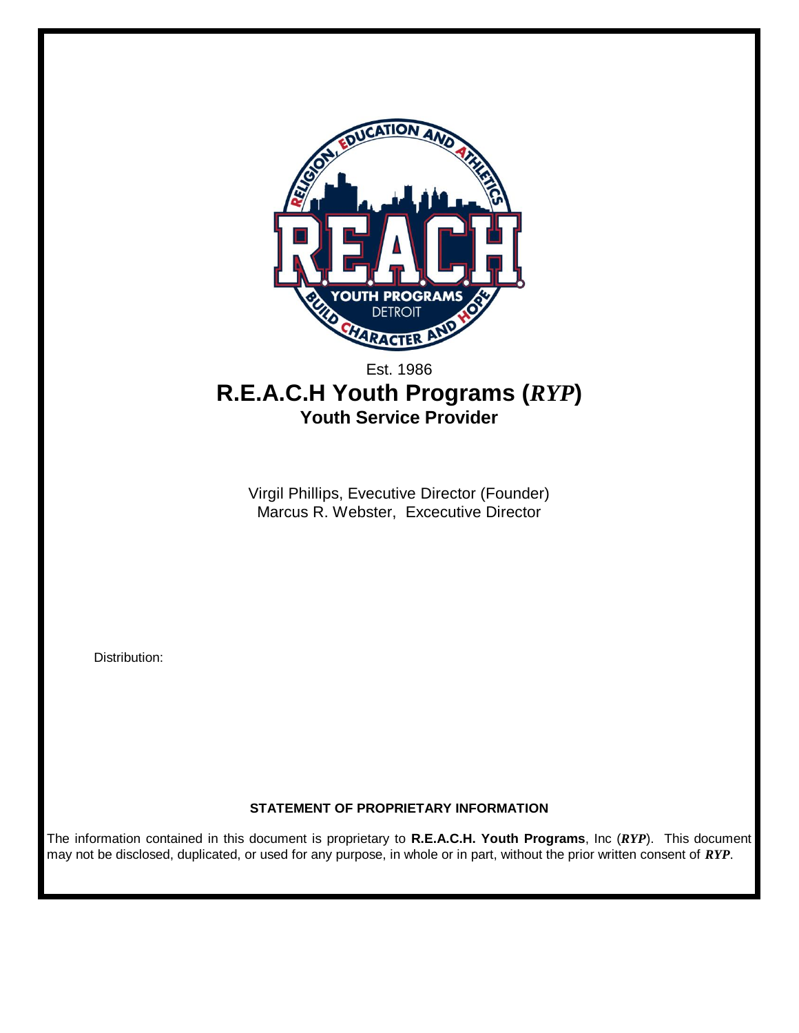Est. 1986

# R.E.A.C.H Youth Programs (*RYP*)

## Youth Service Provider

Virgil Phillips, Evecutive Director (Founder)
Marcus R. Webster, Excecutive Director

Distribution:

**STATEMENT OF PROPRIETARY INFORMATION**

The information contained in this document is proprietary to **R.E.A.C.H. Youth Programs**, Inc (***RYP***). This document may not be disclosed, duplicated, or used for any purpose, in whole or in part, without the prior written consent of ***RYP***.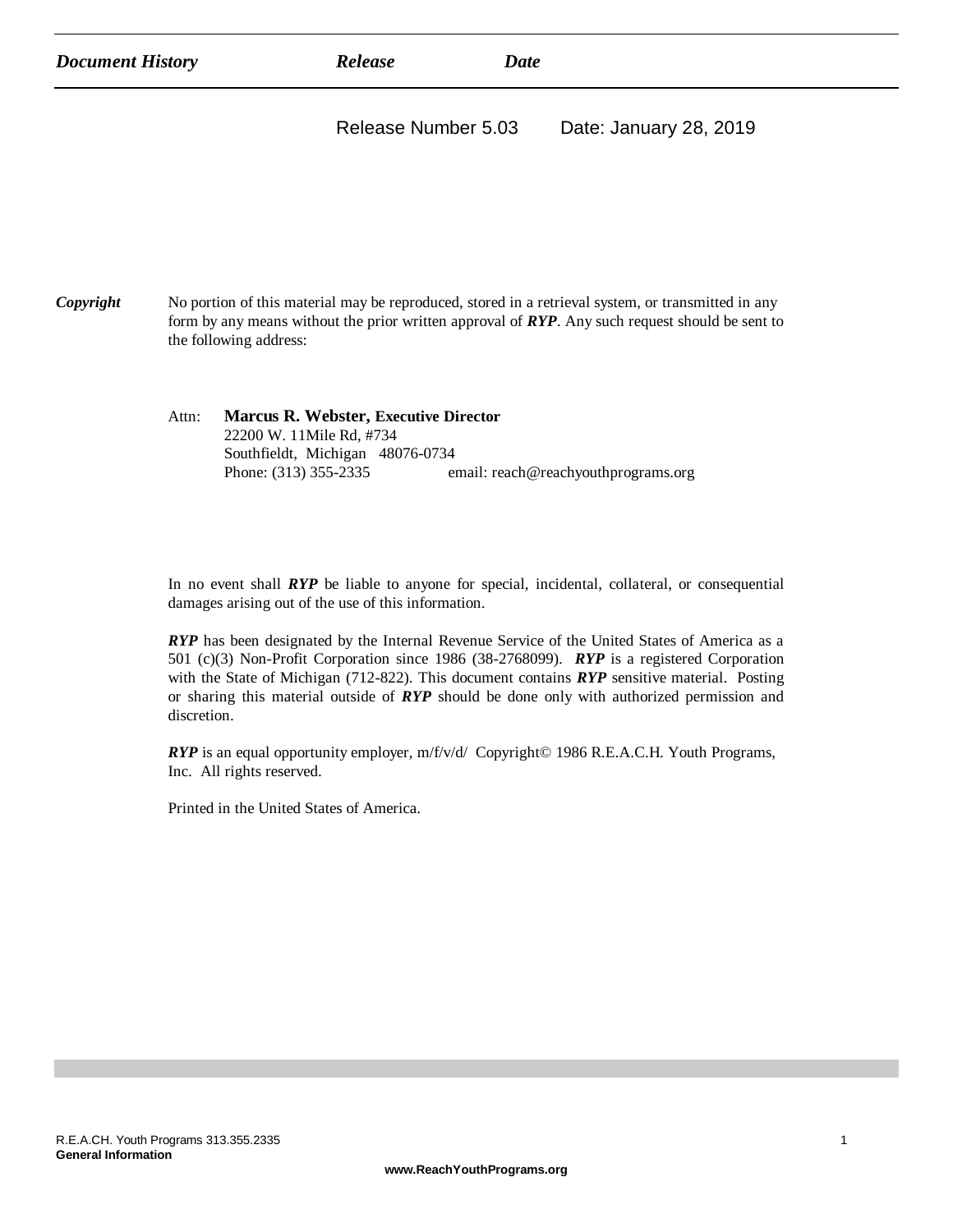| *Document History* | *Release* | *Date* |
| --- | --- | --- |
| | Release Number 5.03 | Date: January 28, 2019 |

***Copyright*** No portion of this material may be reproduced, stored in a retrieval system, or transmitted in any form by any means without the prior written approval of ***RYP***. Any such request should be sent to the following address:

Attn: **Marcus R. Webster, Executive Director**
22200 W. 11Mile Rd, #734
Southfieldt, Michigan 48076-0734
Phone: (313) 355-2335 email: reach@reachyouthprograms.org

In no event shall ***RYP*** be liable to anyone for special, incidental, collateral, or consequential damages arising out of the use of this information.

***RYP*** has been designated by the Internal Revenue Service of the United States of America as a 501 (c)(3) Non-Profit Corporation since 1986 (38-2768099). ***RYP*** is a registered Corporation with the State of Michigan (712-822). This document contains ***RYP*** sensitive material. Posting or sharing this material outside of ***RYP*** should be done only with authorized permission and discretion.

***RYP*** is an equal opportunity employer, m/f/v/d/ Copyright© 1986 R.E.A.C.H. Youth Programs, Inc. All rights reserved.

Printed in the United States of America.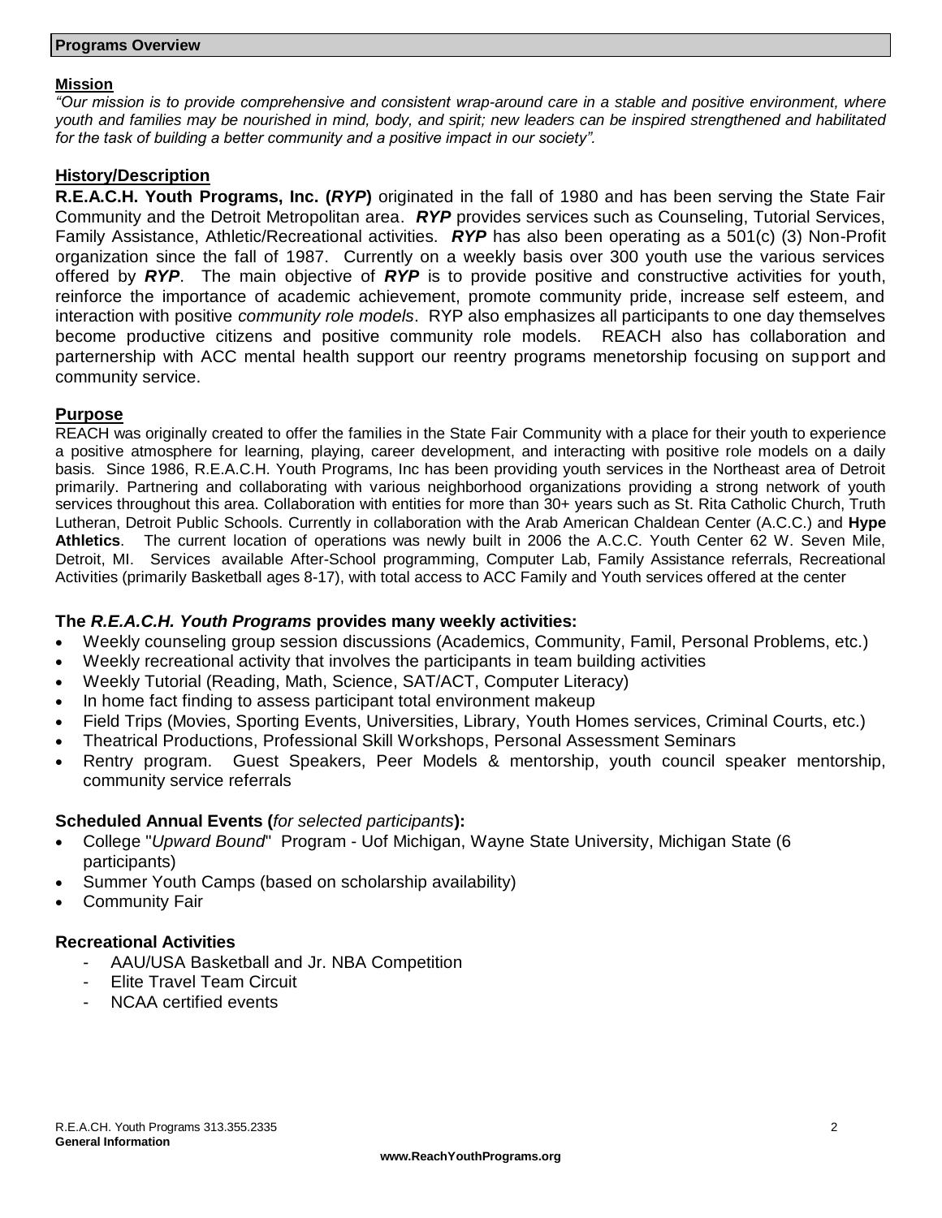## Programs Overview

### Mission

*"Our mission is to provide comprehensive and consistent wrap-around care in a stable and positive environment, where youth and families may be nourished in mind, body, and spirit; new leaders can be inspired strengthened and habilitated for the task of building a better community and a positive impact in our society".*

### History/Description

**R.E.A.C.H. Youth Programs, Inc. (*RYP*)** originated in the fall of 1980 and has been serving the State Fair Community and the Detroit Metropolitan area. ***RYP*** provides services such as Counseling, Tutorial Services, Family Assistance, Athletic/Recreational activities. ***RYP*** has also been operating as a 501(c) (3) Non-Profit organization since the fall of 1987. Currently on a weekly basis over 300 youth use the various services offered by ***RYP***. The main objective of ***RYP*** is to provide positive and constructive activities for youth, reinforce the importance of academic achievement, promote community pride, increase self esteem, and interaction with positive *community role models*. RYP also emphasizes all participants to one day themselves become productive citizens and positive community role models. REACH also has collaboration and parternership with ACC mental health support our reentry programs menetorship focusing on support and community service.

### Purpose

REACH was originally created to offer the families in the State Fair Community with a place for their youth to experience a positive atmosphere for learning, playing, career development, and interacting with positive role models on a daily basis. Since 1986, R.E.A.C.H. Youth Programs, Inc has been providing youth services in the Northeast area of Detroit primarily. Partnering and collaborating with various neighborhood organizations providing a strong network of youth services throughout this area. Collaboration with entities for more than 30+ years such as St. Rita Catholic Church, Truth Lutheran, Detroit Public Schools. Currently in collaboration with the Arab American Chaldean Center (A.C.C.) and **Hype Athletics**. The current location of operations was newly built in 2006 the A.C.C. Youth Center 62 W. Seven Mile, Detroit, MI. Services available After-School programming, Computer Lab, Family Assistance referrals, Recreational Activities (primarily Basketball ages 8-17), with total access to ACC Family and Youth services offered at the center

### The *R.E.A.C.H. Youth Programs* provides many weekly activities:

- Weekly counseling group session discussions (Academics, Community, Famil, Personal Problems, etc.)
- Weekly recreational activity that involves the participants in team building activities
- Weekly Tutorial (Reading, Math, Science, SAT/ACT, Computer Literacy)
- In home fact finding to assess participant total environment makeup
- Field Trips (Movies, Sporting Events, Universities, Library, Youth Homes services, Criminal Courts, etc.)
- Theatrical Productions, Professional Skill Workshops, Personal Assessment Seminars
- Rentry program. Guest Speakers, Peer Models & mentorship, youth council speaker mentorship, community service referrals

### Scheduled Annual Events (*for selected participants*):

- College "*Upward Bound*" Program - Uof Michigan, Wayne State University, Michigan State (6 participants)
- Summer Youth Camps (based on scholarship availability)
- Community Fair

### Recreational Activities

- AAU/USA Basketball and Jr. NBA Competition
- Elite Travel Team Circuit
- NCAA certified events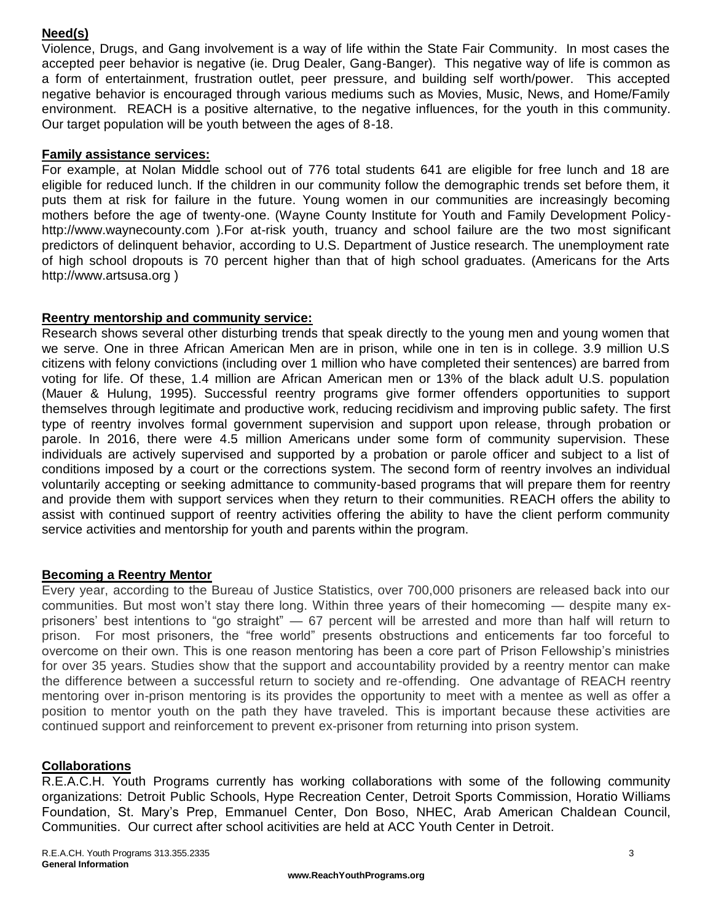## Need(s)

Violence, Drugs, and Gang involvement is a way of life within the State Fair Community. In most cases the accepted peer behavior is negative (ie. Drug Dealer, Gang-Banger). This negative way of life is common as a form of entertainment, frustration outlet, peer pressure, and building self worth/power. This accepted negative behavior is encouraged through various mediums such as Movies, Music, News, and Home/Family environment. REACH is a positive alternative, to the negative influences, for the youth in this community. Our target population will be youth between the ages of 8-18.

## Family assistance services:

For example, at Nolan Middle school out of 776 total students 641 are eligible for free lunch and 18 are eligible for reduced lunch. If the children in our community follow the demographic trends set before them, it puts them at risk for failure in the future. Young women in our communities are increasingly becoming mothers before the age of twenty-one. (Wayne County Institute for Youth and Family Development Policy- http://www.waynecounty.com ).For at-risk youth, truancy and school failure are the two most significant predictors of delinquent behavior, according to U.S. Department of Justice research. The unemployment rate of high school dropouts is 70 percent higher than that of high school graduates. (Americans for the Arts http://www.artsusa.org )

## Reentry mentorship and community service:

Research shows several other disturbing trends that speak directly to the young men and young women that we serve. One in three African American Men are in prison, while one in ten is in college. 3.9 million U.S citizens with felony convictions (including over 1 million who have completed their sentences) are barred from voting for life. Of these, 1.4 million are African American men or 13% of the black adult U.S. population (Mauer & Hulung, 1995). Successful reentry programs give former offenders opportunities to support themselves through legitimate and productive work, reducing recidivism and improving public safety. The first type of reentry involves formal government supervision and support upon release, through probation or parole. In 2016, there were 4.5 million Americans under some form of community supervision. These individuals are actively supervised and supported by a probation or parole officer and subject to a list of conditions imposed by a court or the corrections system. The second form of reentry involves an individual voluntarily accepting or seeking admittance to community-based programs that will prepare them for reentry and provide them with support services when they return to their communities. REACH offers the ability to assist with continued support of reentry activities offering the ability to have the client perform community service activities and mentorship for youth and parents within the program.

## Becoming a Reentry Mentor

Every year, according to the Bureau of Justice Statistics, over 700,000 prisoners are released back into our communities. But most won't stay there long. Within three years of their homecoming — despite many ex-prisoners' best intentions to "go straight" — 67 percent will be arrested and more than half will return to prison. For most prisoners, the "free world" presents obstructions and enticements far too forceful to overcome on their own. This is one reason mentoring has been a core part of Prison Fellowship's ministries for over 35 years. Studies show that the support and accountability provided by a reentry mentor can make the difference between a successful return to society and re-offending. One advantage of REACH reentry mentoring over in-prison mentoring is its provides the opportunity to meet with a mentee as well as offer a position to mentor youth on the path they have traveled. This is important because these activities are continued support and reinforcement to prevent ex-prisoner from returning into prison system.

## Collaborations

R.E.A.C.H. Youth Programs currently has working collaborations with some of the following community organizations: Detroit Public Schools, Hype Recreation Center, Detroit Sports Commission, Horatio Williams Foundation, St. Mary's Prep, Emmanuel Center, Don Boso, NHEC, Arab American Chaldean Council, Communities. Our currect after school acitivities are held at ACC Youth Center in Detroit.